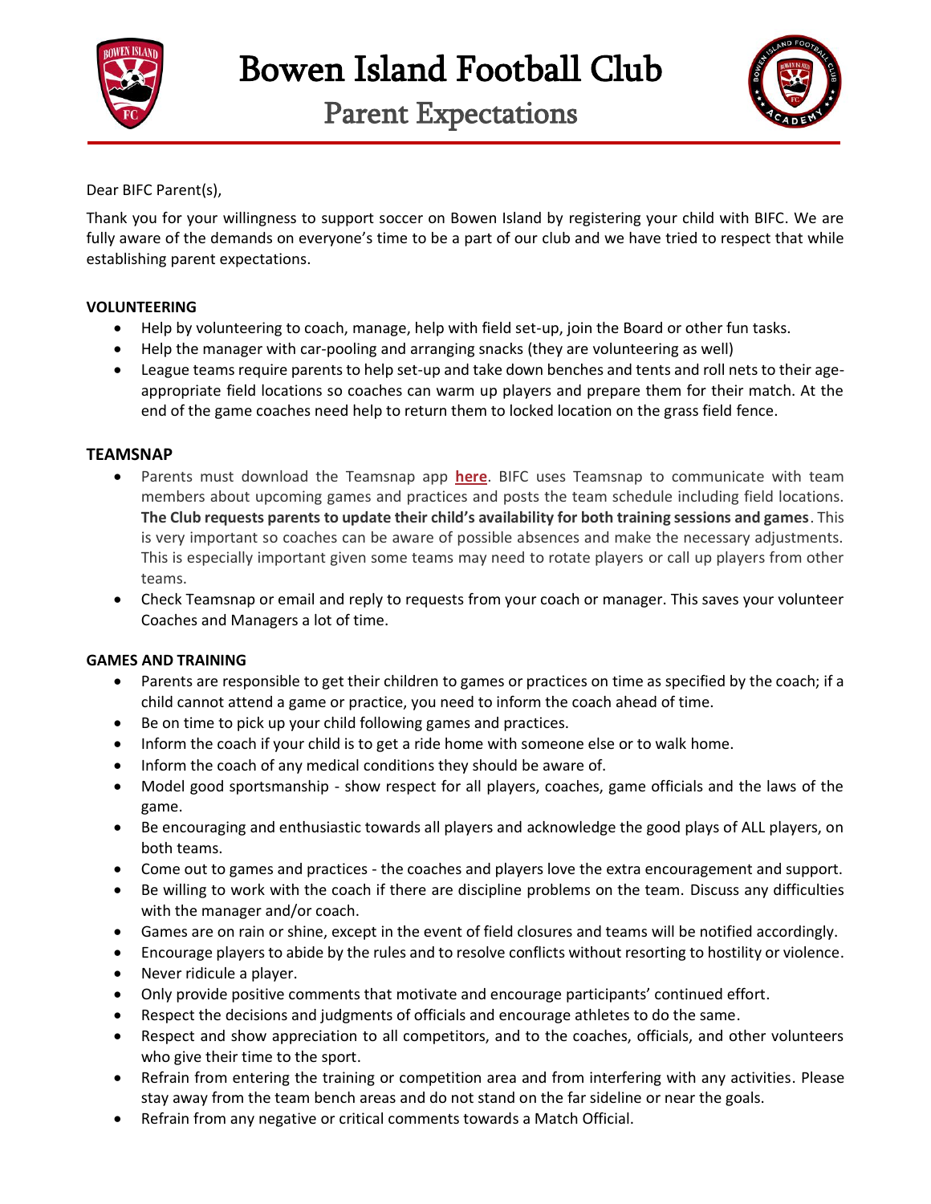# Bowen Island Football Club

## Parent Expectations

Dear BIFC Parent(s),

Thank you for your willingness to support soccer on Bowen Island by registering your child with BIFC. We are fully aware of the demands on everyone's time to be a part of our club and we have tried to respect that while establishing parent expectations.

**VOLUNTEERING**

- Help by volunteering to coach, manage, help with field set-up, join the Board or other fun tasks.
- Help the manager with car-pooling and arranging snacks (they are volunteering as well)
- League teams require parents to help set-up and take down benches and tents and roll nets to their age-appropriate field locations so coaches can warm up players and prepare them for their match. At the end of the game coaches need help to return them to locked location on the grass field fence.

**TEAMSNAP**

- Parents must download the Teamsnap app **here**. BIFC uses Teamsnap to communicate with team members about upcoming games and practices and posts the team schedule including field locations. **The Club requests parents to update their child's availability for both training sessions and games**. This is very important so coaches can be aware of possible absences and make the necessary adjustments. This is especially important given some teams may need to rotate players or call up players from other teams.
- Check Teamsnap or email and reply to requests from your coach or manager. This saves your volunteer Coaches and Managers a lot of time.

**GAMES AND TRAINING**

- Parents are responsible to get their children to games or practices on time as specified by the coach; if a child cannot attend a game or practice, you need to inform the coach ahead of time.
- Be on time to pick up your child following games and practices.
- Inform the coach if your child is to get a ride home with someone else or to walk home.
- Inform the coach of any medical conditions they should be aware of.
- Model good sportsmanship - show respect for all players, coaches, game officials and the laws of the game.
- Be encouraging and enthusiastic towards all players and acknowledge the good plays of ALL players, on both teams.
- Come out to games and practices - the coaches and players love the extra encouragement and support.
- Be willing to work with the coach if there are discipline problems on the team. Discuss any difficulties with the manager and/or coach.
- Games are on rain or shine, except in the event of field closures and teams will be notified accordingly.
- Encourage players to abide by the rules and to resolve conflicts without resorting to hostility or violence.
- Never ridicule a player.
- Only provide positive comments that motivate and encourage participants' continued effort.
- Respect the decisions and judgments of officials and encourage athletes to do the same.
- Respect and show appreciation to all competitors, and to the coaches, officials, and other volunteers who give their time to the sport.
- Refrain from entering the training or competition area and from interfering with any activities. Please stay away from the team bench areas and do not stand on the far sideline or near the goals.
- Refrain from any negative or critical comments towards a Match Official.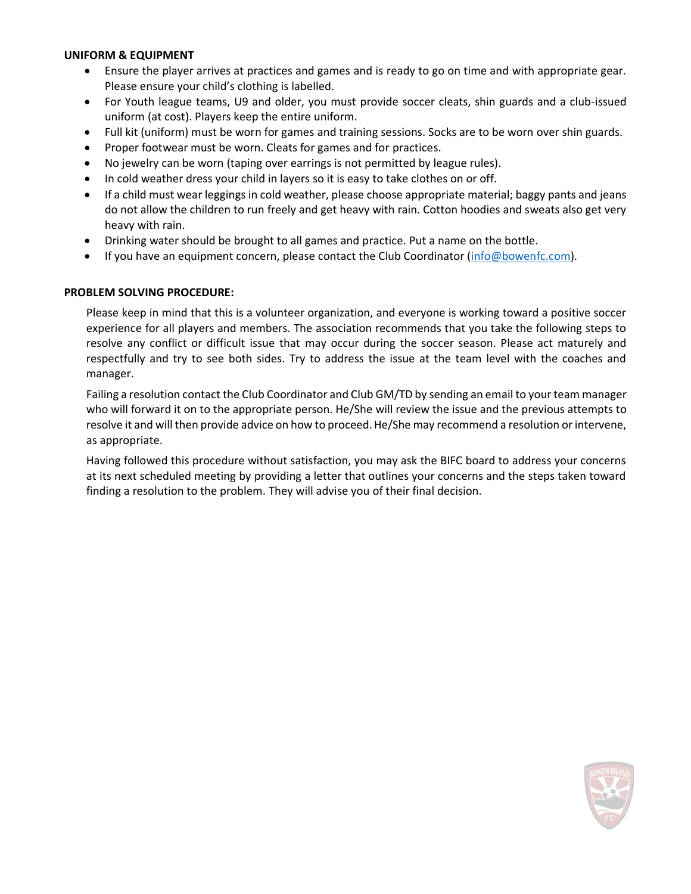**UNIFORM & EQUIPMENT**

- Ensure the player arrives at practices and games and is ready to go on time and with appropriate gear. Please ensure your child's clothing is labelled.
- For Youth league teams, U9 and older, you must provide soccer cleats, shin guards and a club-issued uniform (at cost). Players keep the entire uniform.
- Full kit (uniform) must be worn for games and training sessions. Socks are to be worn over shin guards.
- Proper footwear must be worn. Cleats for games and for practices.
- No jewelry can be worn (taping over earrings is not permitted by league rules).
- In cold weather dress your child in layers so it is easy to take clothes on or off.
- If a child must wear leggings in cold weather, please choose appropriate material; baggy pants and jeans do not allow the children to run freely and get heavy with rain. Cotton hoodies and sweats also get very heavy with rain.
- Drinking water should be brought to all games and practice. Put a name on the bottle.
- If you have an equipment concern, please contact the Club Coordinator (info@bowenfc.com).

**PROBLEM SOLVING PROCEDURE:**

Please keep in mind that this is a volunteer organization, and everyone is working toward a positive soccer experience for all players and members. The association recommends that you take the following steps to resolve any conflict or difficult issue that may occur during the soccer season. Please act maturely and respectfully and try to see both sides. Try to address the issue at the team level with the coaches and manager.

Failing a resolution contact the Club Coordinator and Club GM/TD by sending an email to your team manager who will forward it on to the appropriate person. He/She will review the issue and the previous attempts to resolve it and will then provide advice on how to proceed. He/She may recommend a resolution or intervene, as appropriate.

Having followed this procedure without satisfaction, you may ask the BIFC board to address your concerns at its next scheduled meeting by providing a letter that outlines your concerns and the steps taken toward finding a resolution to the problem. They will advise you of their final decision.